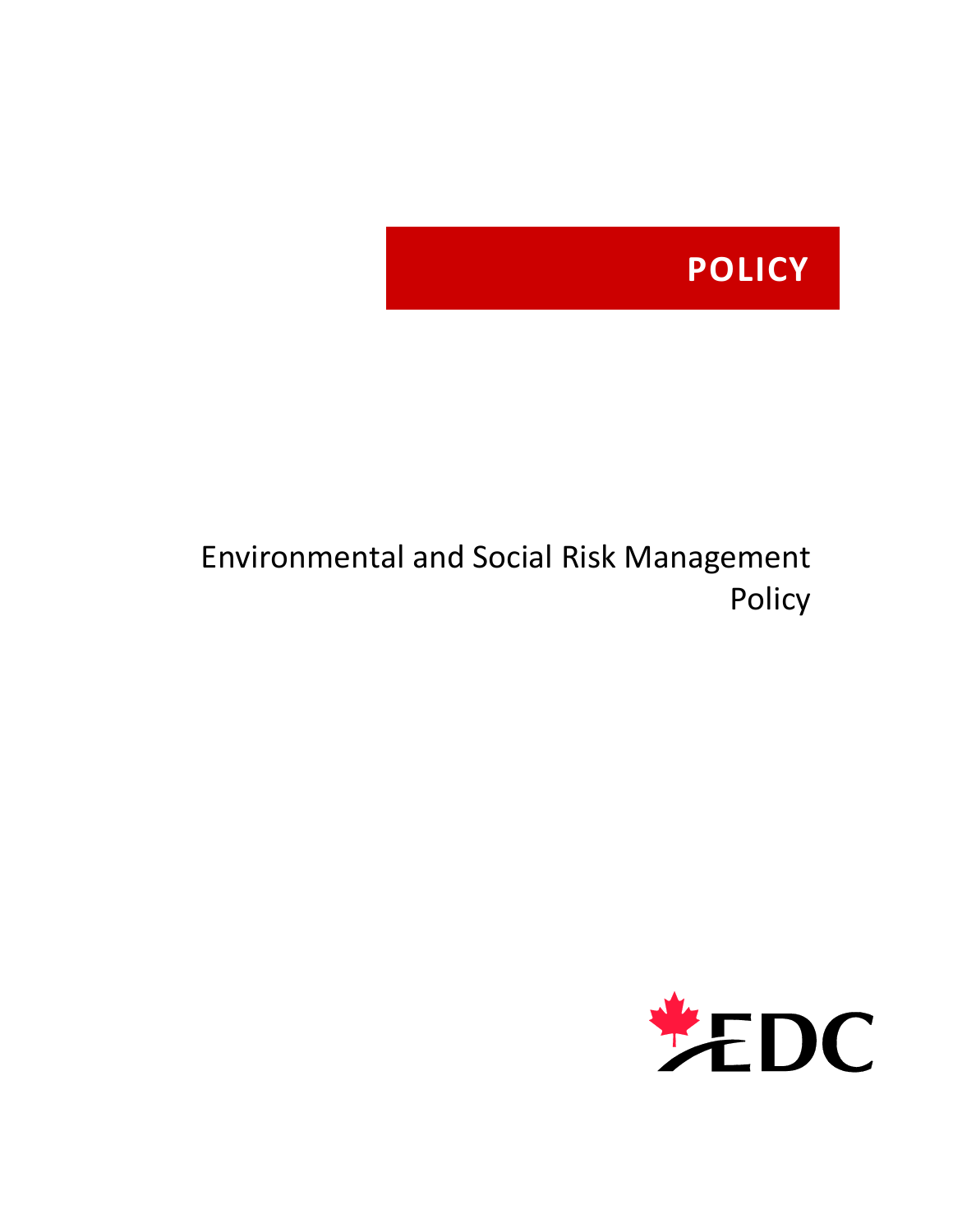**POLICY**

# Environmental and Social Risk Management Policy

EDC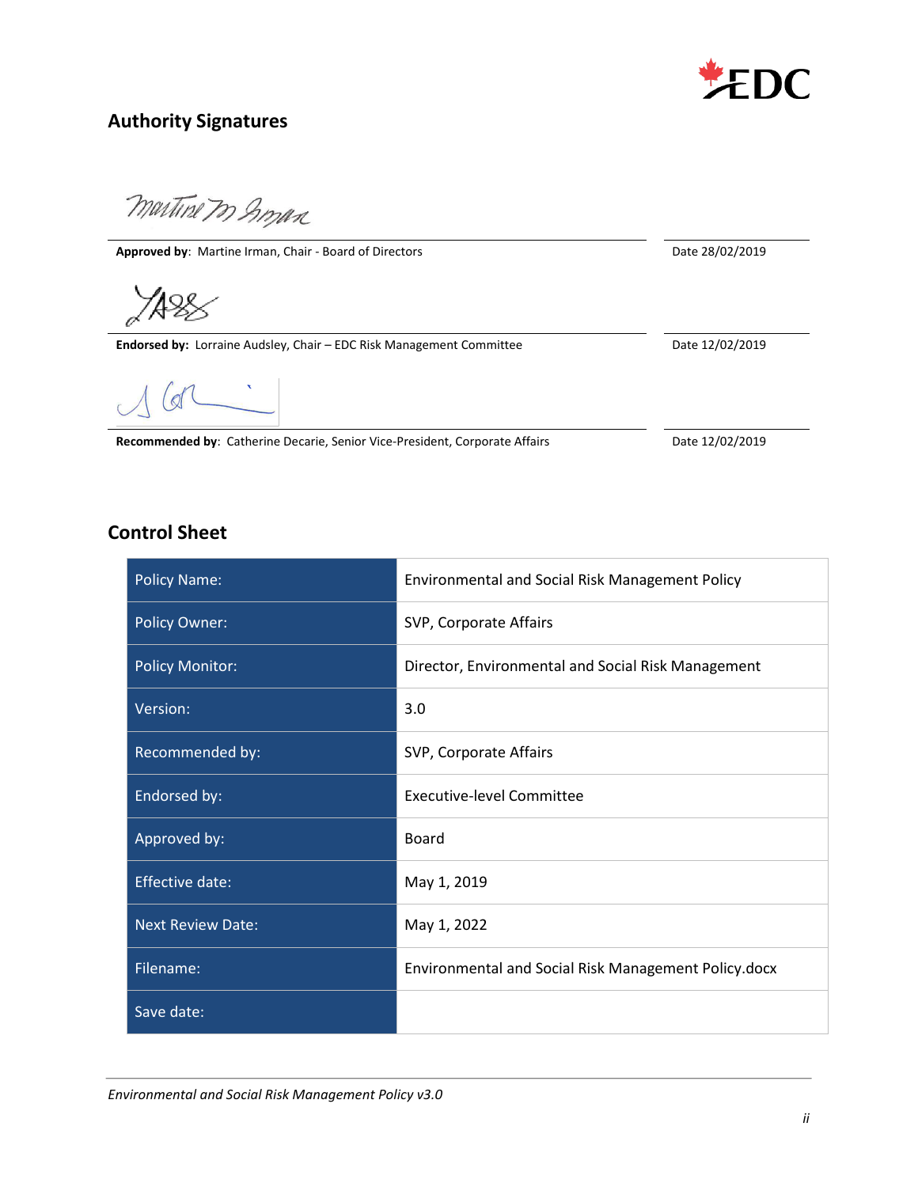## Authority Signatures

**Approved by**: Martine Irman, Chair - Board of Directors — Date 28/02/2019

**Endorsed by:** Lorraine Audsley, Chair – EDC Risk Management Committee — Date 12/02/2019

**Recommended by**: Catherine Decarie, Senior Vice-President, Corporate Affairs — Date 12/02/2019

## Control Sheet

| | |
|---|---|
| Policy Name: | Environmental and Social Risk Management Policy |
| Policy Owner: | SVP, Corporate Affairs |
| Policy Monitor: | Director, Environmental and Social Risk Management |
| Version: | 3.0 |
| Recommended by: | SVP, Corporate Affairs |
| Endorsed by: | Executive-level Committee |
| Approved by: | Board |
| Effective date: | May 1, 2019 |
| Next Review Date: | May 1, 2022 |
| Filename: | Environmental and Social Risk Management Policy.docx |
| Save date: | |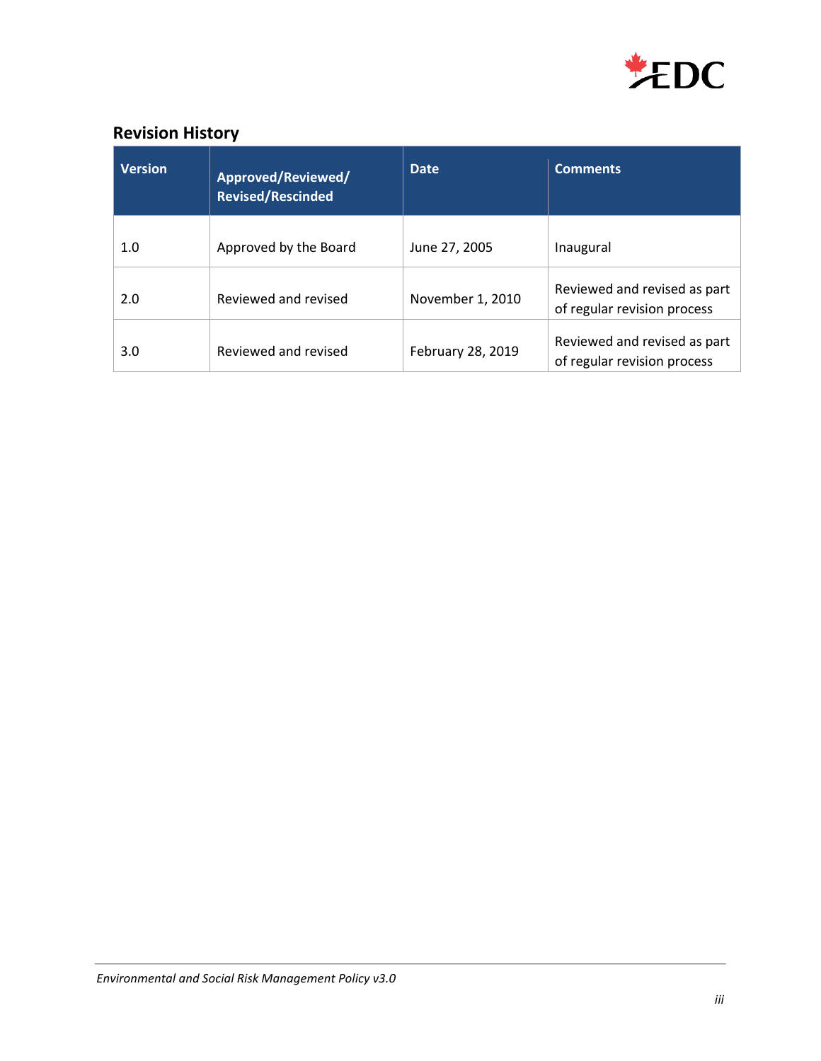## Revision History

| Version | Approved/Reviewed/ Revised/Rescinded | Date | Comments |
|---|---|---|---|
| 1.0 | Approved by the Board | June 27, 2005 | Inaugural |
| 2.0 | Reviewed and revised | November 1, 2010 | Reviewed and revised as part of regular revision process |
| 3.0 | Reviewed and revised | February 28, 2019 | Reviewed and revised as part of regular revision process |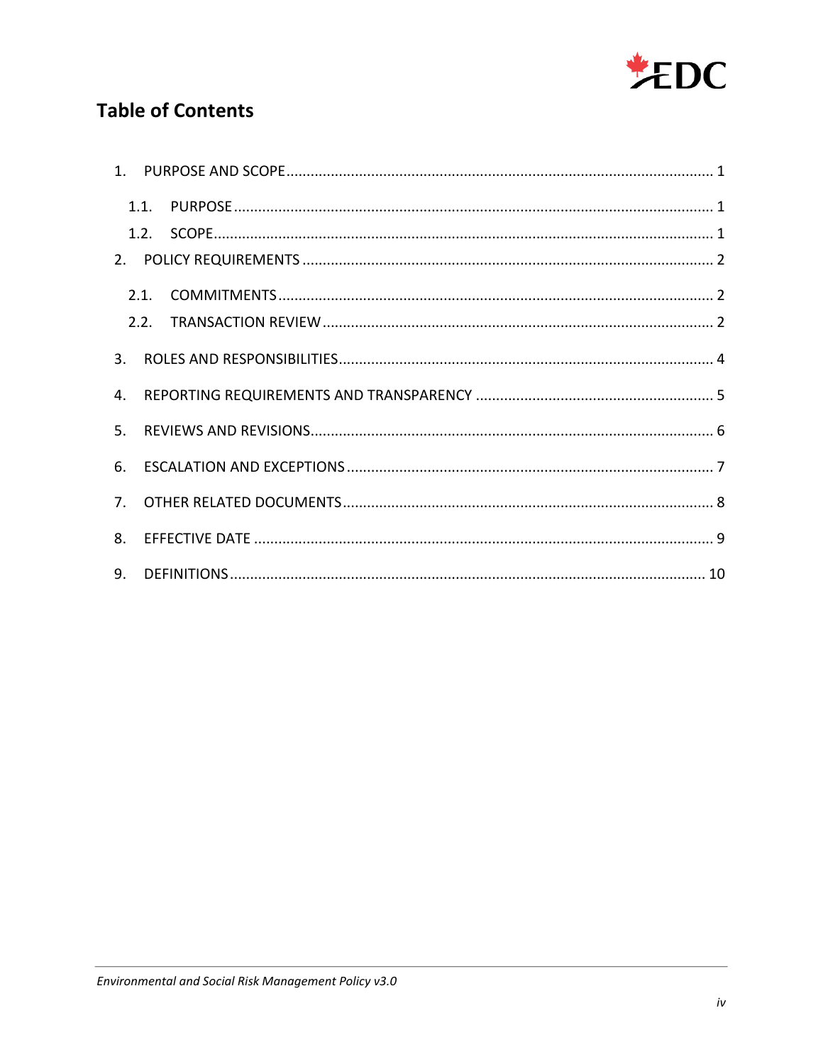## Table of Contents

1. PURPOSE AND SCOPE ........................................................................................................ 1
   - 1.1. PURPOSE ..................................................................................................................... 1
   - 1.2. SCOPE .......................................................................................................................... 1
2. POLICY REQUIREMENTS .................................................................................................... 2
   - 2.1. COMMITMENTS .......................................................................................................... 2
   - 2.2. TRANSACTION REVIEW ................................................................................................ 2
3. ROLES AND RESPONSIBILITIES ........................................................................................... 4
4. REPORTING REQUIREMENTS AND TRANSPARENCY .......................................................... 5
5. REVIEWS AND REVISIONS .................................................................................................. 6
6. ESCALATION AND EXCEPTIONS ......................................................................................... 7
7. OTHER RELATED DOCUMENTS ........................................................................................... 8
8. EFFECTIVE DATE ................................................................................................................ 9
9. DEFINITIONS .................................................................................................................... 10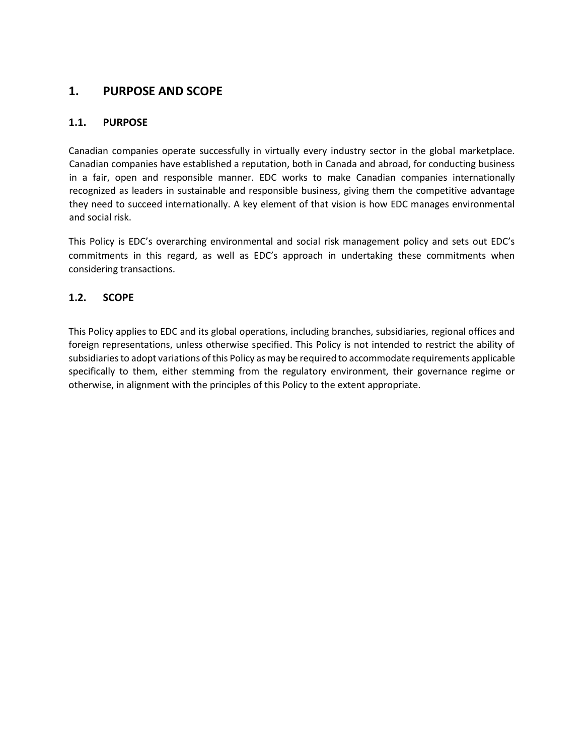# 1. PURPOSE AND SCOPE

## 1.1. PURPOSE

Canadian companies operate successfully in virtually every industry sector in the global marketplace. Canadian companies have established a reputation, both in Canada and abroad, for conducting business in a fair, open and responsible manner. EDC works to make Canadian companies internationally recognized as leaders in sustainable and responsible business, giving them the competitive advantage they need to succeed internationally. A key element of that vision is how EDC manages environmental and social risk.

This Policy is EDC's overarching environmental and social risk management policy and sets out EDC's commitments in this regard, as well as EDC's approach in undertaking these commitments when considering transactions.

## 1.2. SCOPE

This Policy applies to EDC and its global operations, including branches, subsidiaries, regional offices and foreign representations, unless otherwise specified. This Policy is not intended to restrict the ability of subsidiaries to adopt variations of this Policy as may be required to accommodate requirements applicable specifically to them, either stemming from the regulatory environment, their governance regime or otherwise, in alignment with the principles of this Policy to the extent appropriate.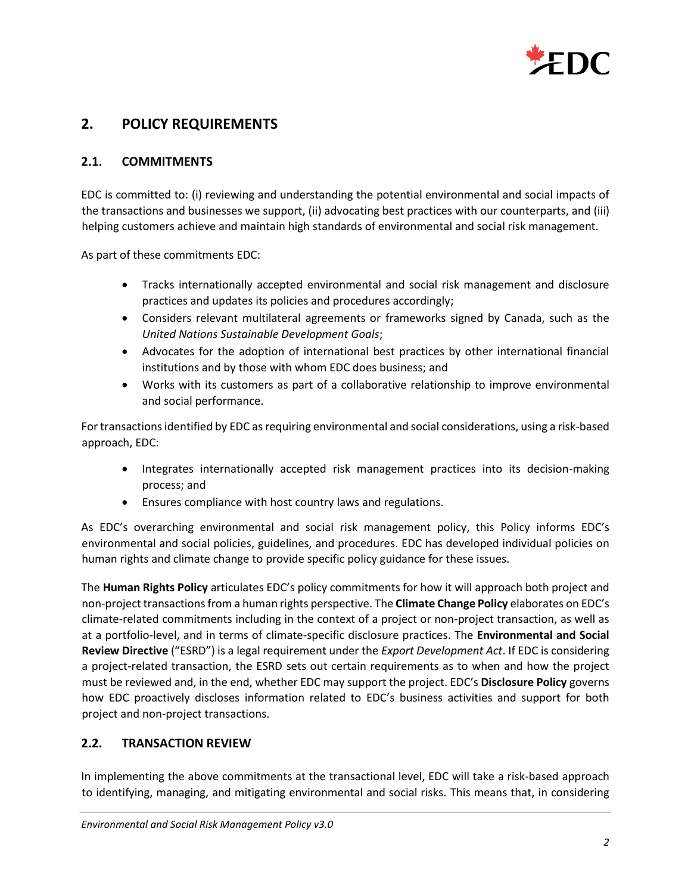## 2. POLICY REQUIREMENTS

### 2.1. COMMITMENTS

EDC is committed to: (i) reviewing and understanding the potential environmental and social impacts of the transactions and businesses we support, (ii) advocating best practices with our counterparts, and (iii) helping customers achieve and maintain high standards of environmental and social risk management.

As part of these commitments EDC:

- Tracks internationally accepted environmental and social risk management and disclosure practices and updates its policies and procedures accordingly;
- Considers relevant multilateral agreements or frameworks signed by Canada, such as the *United Nations Sustainable Development Goals*;
- Advocates for the adoption of international best practices by other international financial institutions and by those with whom EDC does business; and
- Works with its customers as part of a collaborative relationship to improve environmental and social performance.

For transactions identified by EDC as requiring environmental and social considerations, using a risk-based approach, EDC:

- Integrates internationally accepted risk management practices into its decision-making process; and
- Ensures compliance with host country laws and regulations.

As EDC's overarching environmental and social risk management policy, this Policy informs EDC's environmental and social policies, guidelines, and procedures. EDC has developed individual policies on human rights and climate change to provide specific policy guidance for these issues.

The **Human Rights Policy** articulates EDC's policy commitments for how it will approach both project and non-project transactions from a human rights perspective. The **Climate Change Policy** elaborates on EDC's climate-related commitments including in the context of a project or non-project transaction, as well as at a portfolio-level, and in terms of climate-specific disclosure practices. The **Environmental and Social Review Directive** ("ESRD") is a legal requirement under the *Export Development Act*. If EDC is considering a project-related transaction, the ESRD sets out certain requirements as to when and how the project must be reviewed and, in the end, whether EDC may support the project. EDC's **Disclosure Policy** governs how EDC proactively discloses information related to EDC's business activities and support for both project and non-project transactions.

### 2.2. TRANSACTION REVIEW

In implementing the above commitments at the transactional level, EDC will take a risk-based approach to identifying, managing, and mitigating environmental and social risks. This means that, in considering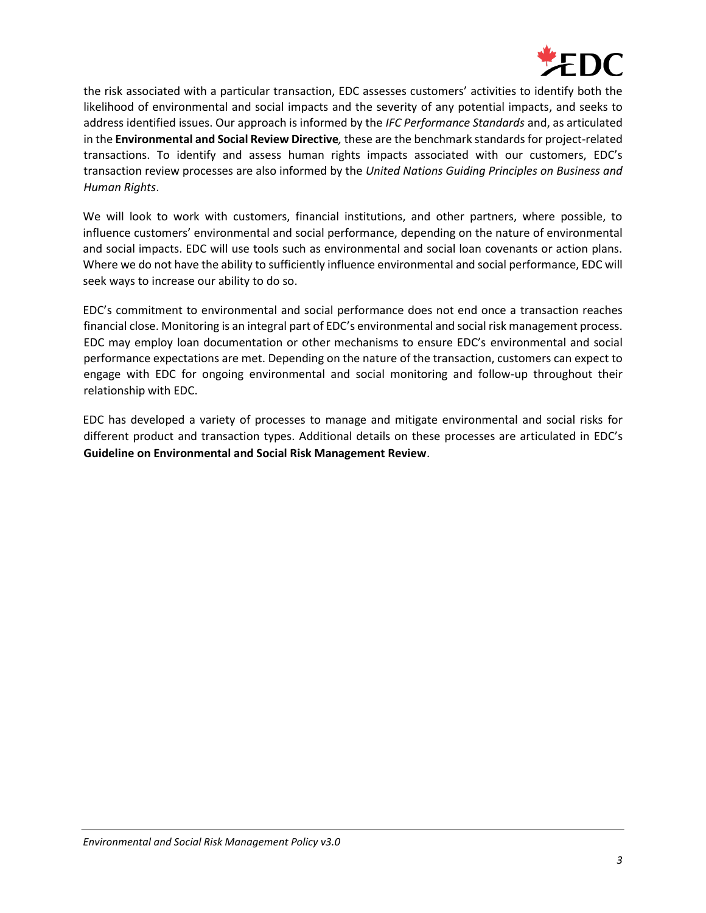the risk associated with a particular transaction, EDC assesses customers' activities to identify both the likelihood of environmental and social impacts and the severity of any potential impacts, and seeks to address identified issues. Our approach is informed by the *IFC Performance Standards* and, as articulated in the **Environmental and Social Review Directive***,* these are the benchmark standards for project-related transactions. To identify and assess human rights impacts associated with our customers, EDC's transaction review processes are also informed by the *United Nations Guiding Principles on Business and Human Rights*.

We will look to work with customers, financial institutions, and other partners, where possible, to influence customers' environmental and social performance, depending on the nature of environmental and social impacts. EDC will use tools such as environmental and social loan covenants or action plans. Where we do not have the ability to sufficiently influence environmental and social performance, EDC will seek ways to increase our ability to do so.

EDC's commitment to environmental and social performance does not end once a transaction reaches financial close. Monitoring is an integral part of EDC's environmental and social risk management process. EDC may employ loan documentation or other mechanisms to ensure EDC's environmental and social performance expectations are met. Depending on the nature of the transaction, customers can expect to engage with EDC for ongoing environmental and social monitoring and follow-up throughout their relationship with EDC.

EDC has developed a variety of processes to manage and mitigate environmental and social risks for different product and transaction types. Additional details on these processes are articulated in EDC's **Guideline on Environmental and Social Risk Management Review**.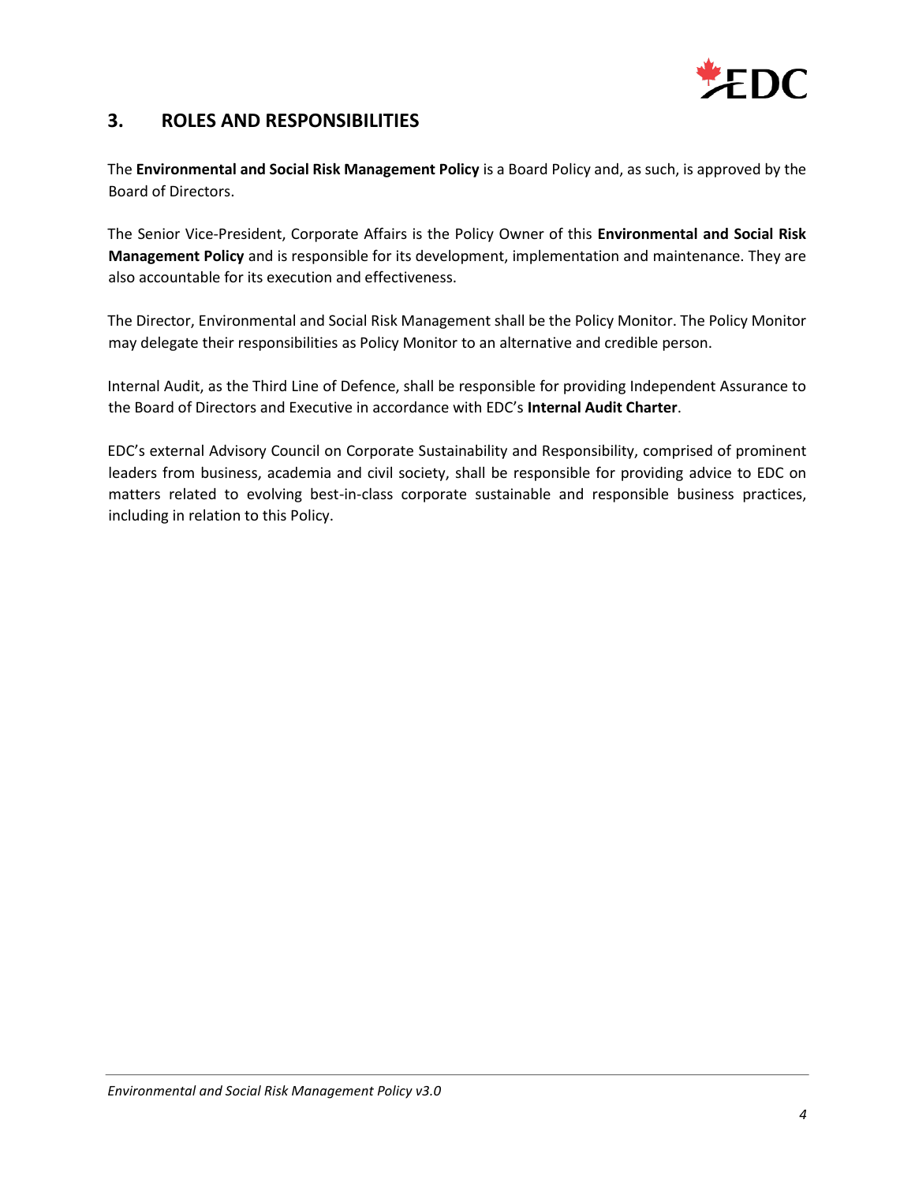## 3. ROLES AND RESPONSIBILITIES

The **Environmental and Social Risk Management Policy** is a Board Policy and, as such, is approved by the Board of Directors.

The Senior Vice-President, Corporate Affairs is the Policy Owner of this **Environmental and Social Risk Management Policy** and is responsible for its development, implementation and maintenance. They are also accountable for its execution and effectiveness.

The Director, Environmental and Social Risk Management shall be the Policy Monitor. The Policy Monitor may delegate their responsibilities as Policy Monitor to an alternative and credible person.

Internal Audit, as the Third Line of Defence, shall be responsible for providing Independent Assurance to the Board of Directors and Executive in accordance with EDC's **Internal Audit Charter**.

EDC's external Advisory Council on Corporate Sustainability and Responsibility, comprised of prominent leaders from business, academia and civil society, shall be responsible for providing advice to EDC on matters related to evolving best-in-class corporate sustainable and responsible business practices, including in relation to this Policy.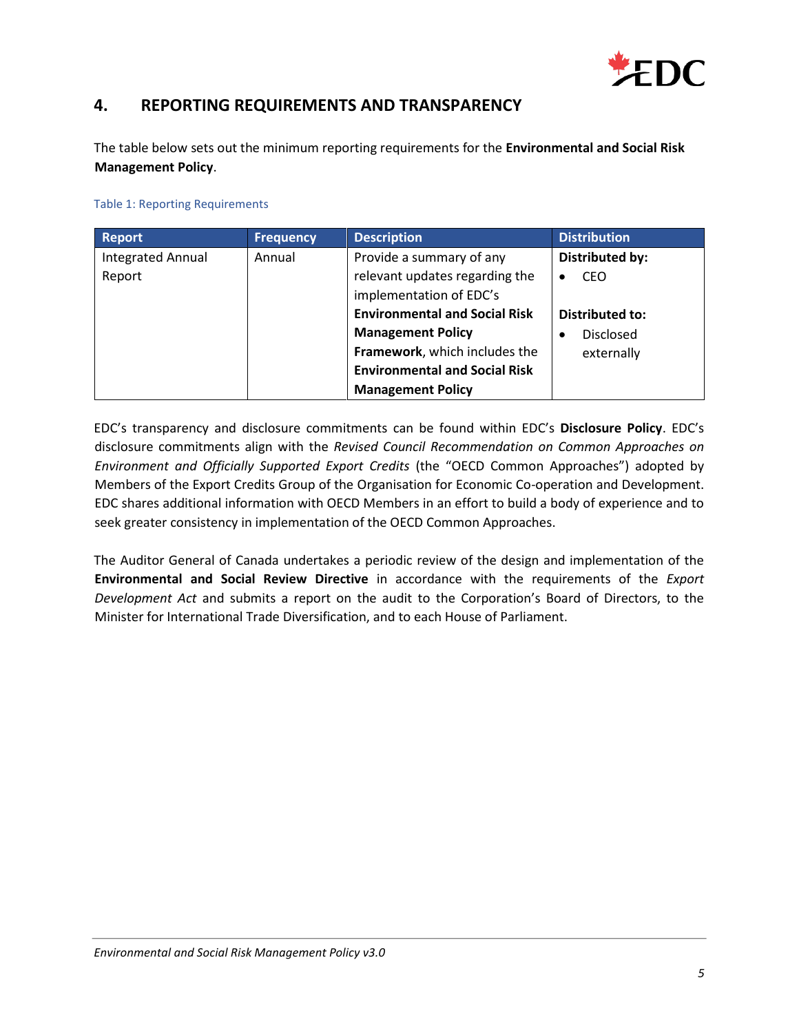## 4. REPORTING REQUIREMENTS AND TRANSPARENCY

The table below sets out the minimum reporting requirements for the **Environmental and Social Risk Management Policy**.

Table 1: Reporting Requirements

| Report | Frequency | Description | Distribution |
|---|---|---|---|
| Integrated Annual Report | Annual | Provide a summary of any relevant updates regarding the implementation of EDC's **Environmental and Social Risk Management Policy Framework**, which includes the **Environmental and Social Risk Management Policy** | **Distributed by:**<br>• CEO<br><br>**Distributed to:**<br>• Disclosed externally |

EDC's transparency and disclosure commitments can be found within EDC's **Disclosure Policy**. EDC's disclosure commitments align with the *Revised Council Recommendation on Common Approaches on Environment and Officially Supported Export Credits* (the "OECD Common Approaches") adopted by Members of the Export Credits Group of the Organisation for Economic Co-operation and Development. EDC shares additional information with OECD Members in an effort to build a body of experience and to seek greater consistency in implementation of the OECD Common Approaches.

The Auditor General of Canada undertakes a periodic review of the design and implementation of the **Environmental and Social Review Directive** in accordance with the requirements of the *Export Development Act* and submits a report on the audit to the Corporation's Board of Directors, to the Minister for International Trade Diversification, and to each House of Parliament.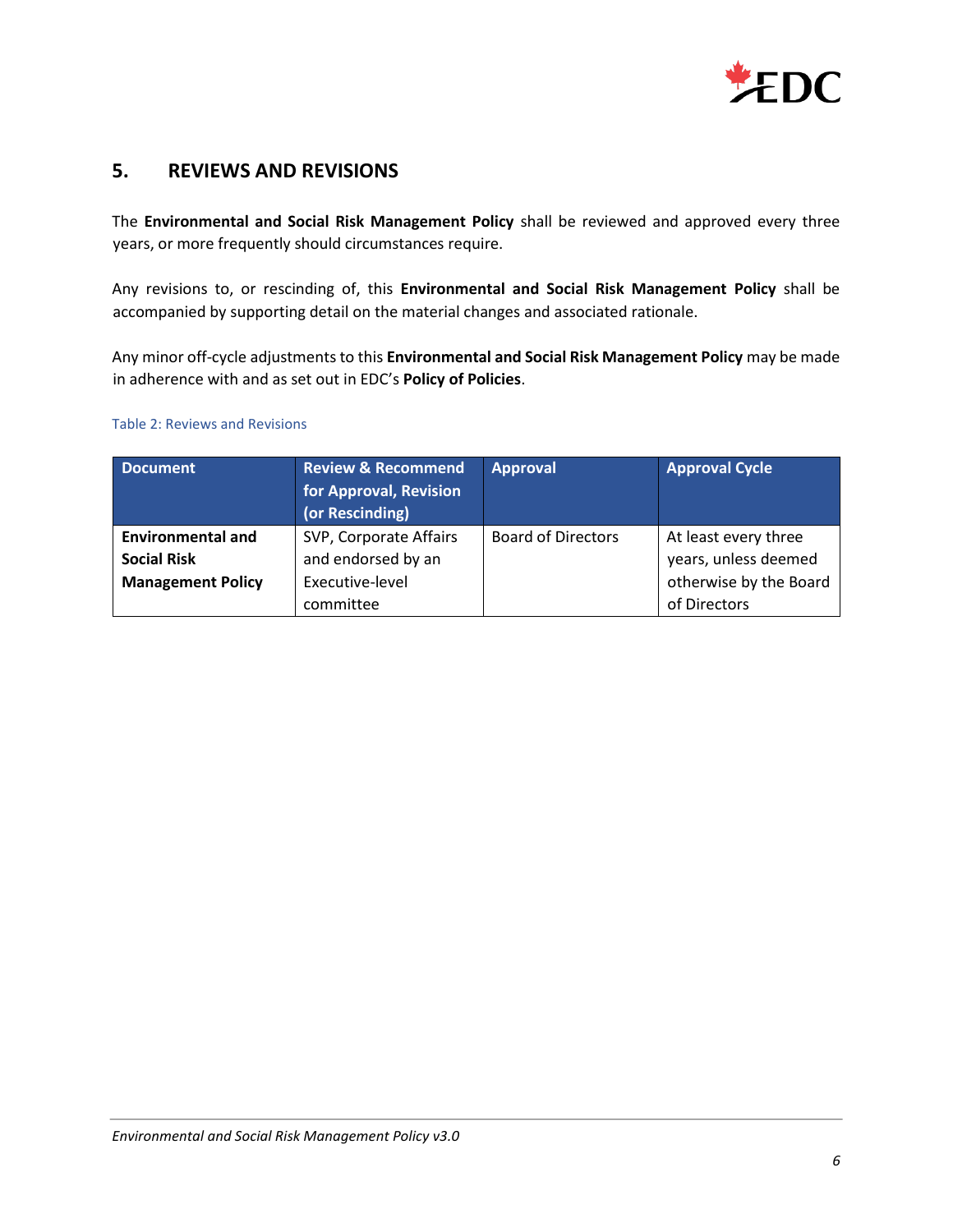## 5. REVIEWS AND REVISIONS

The **Environmental and Social Risk Management Policy** shall be reviewed and approved every three years, or more frequently should circumstances require.

Any revisions to, or rescinding of, this **Environmental and Social Risk Management Policy** shall be accompanied by supporting detail on the material changes and associated rationale.

Any minor off-cycle adjustments to this **Environmental and Social Risk Management Policy** may be made in adherence with and as set out in EDC's **Policy of Policies**.

Table 2: Reviews and Revisions

| Document | Review & Recommend for Approval, Revision (or Rescinding) | Approval | Approval Cycle |
|---|---|---|---|
| **Environmental and Social Risk Management Policy** | SVP, Corporate Affairs and endorsed by an Executive-level committee | Board of Directors | At least every three years, unless deemed otherwise by the Board of Directors |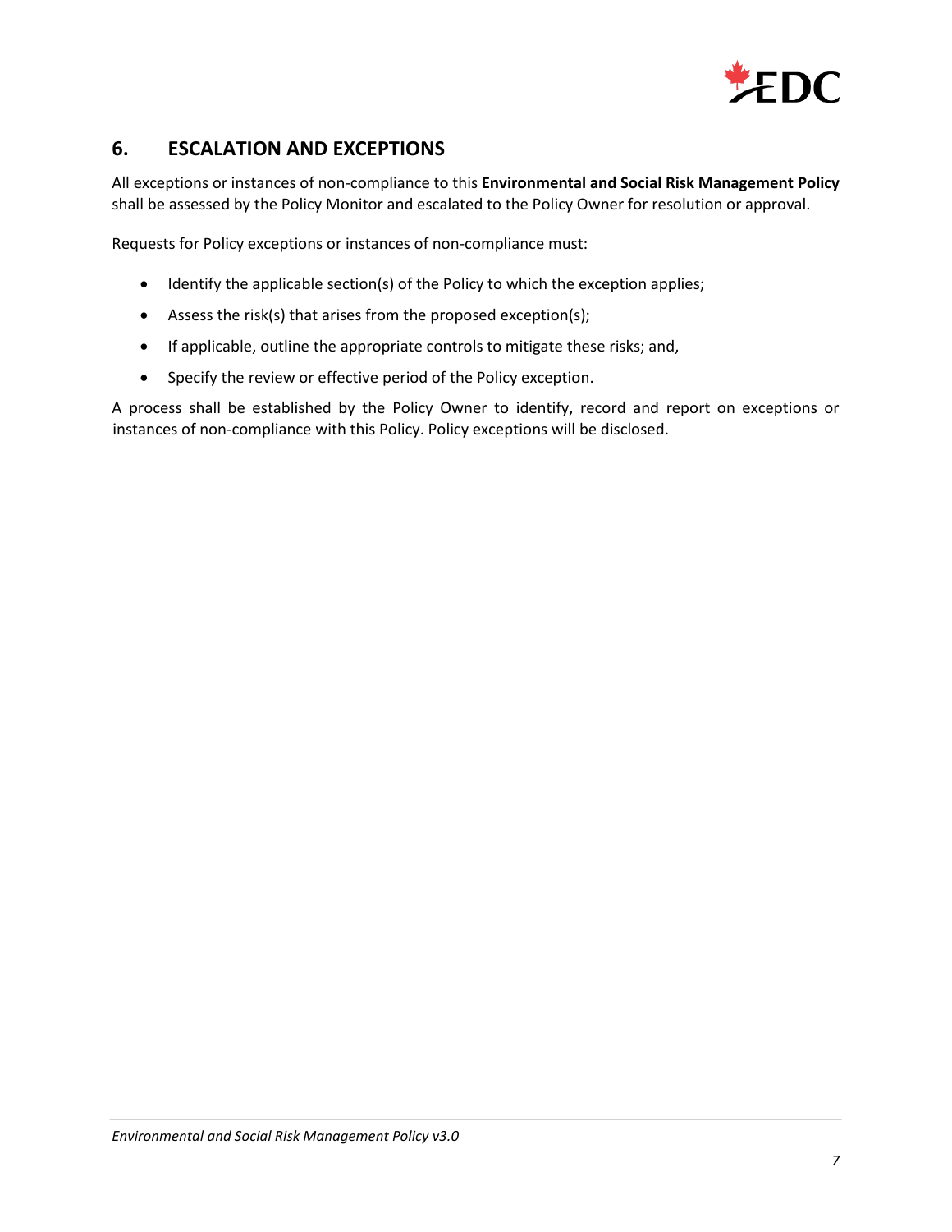## 6. ESCALATION AND EXCEPTIONS

All exceptions or instances of non-compliance to this **Environmental and Social Risk Management Policy** shall be assessed by the Policy Monitor and escalated to the Policy Owner for resolution or approval.

Requests for Policy exceptions or instances of non-compliance must:

- Identify the applicable section(s) of the Policy to which the exception applies;
- Assess the risk(s) that arises from the proposed exception(s);
- If applicable, outline the appropriate controls to mitigate these risks; and,
- Specify the review or effective period of the Policy exception.

A process shall be established by the Policy Owner to identify, record and report on exceptions or instances of non-compliance with this Policy. Policy exceptions will be disclosed.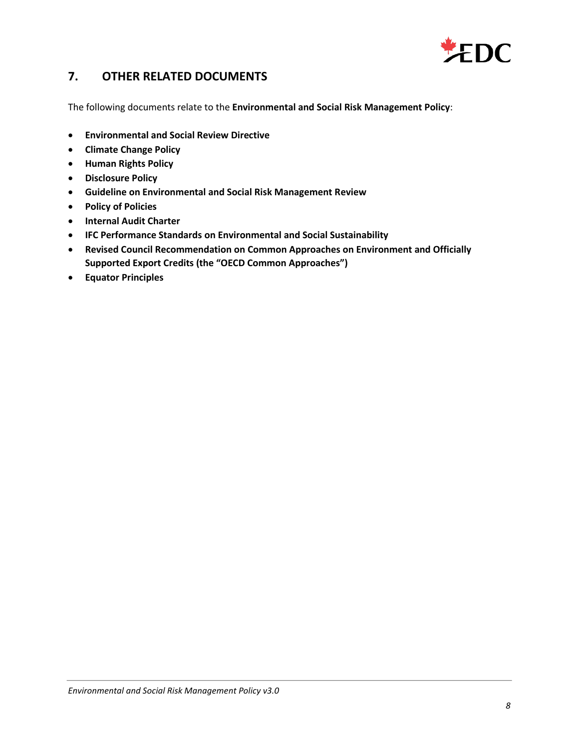## 7. OTHER RELATED DOCUMENTS

The following documents relate to the **Environmental and Social Risk Management Policy**:

- **Environmental and Social Review Directive**
- **Climate Change Policy**
- **Human Rights Policy**
- **Disclosure Policy**
- **Guideline on Environmental and Social Risk Management Review**
- **Policy of Policies**
- **Internal Audit Charter**
- **IFC Performance Standards on Environmental and Social Sustainability**
- **Revised Council Recommendation on Common Approaches on Environment and Officially Supported Export Credits (the "OECD Common Approaches")**
- **Equator Principles**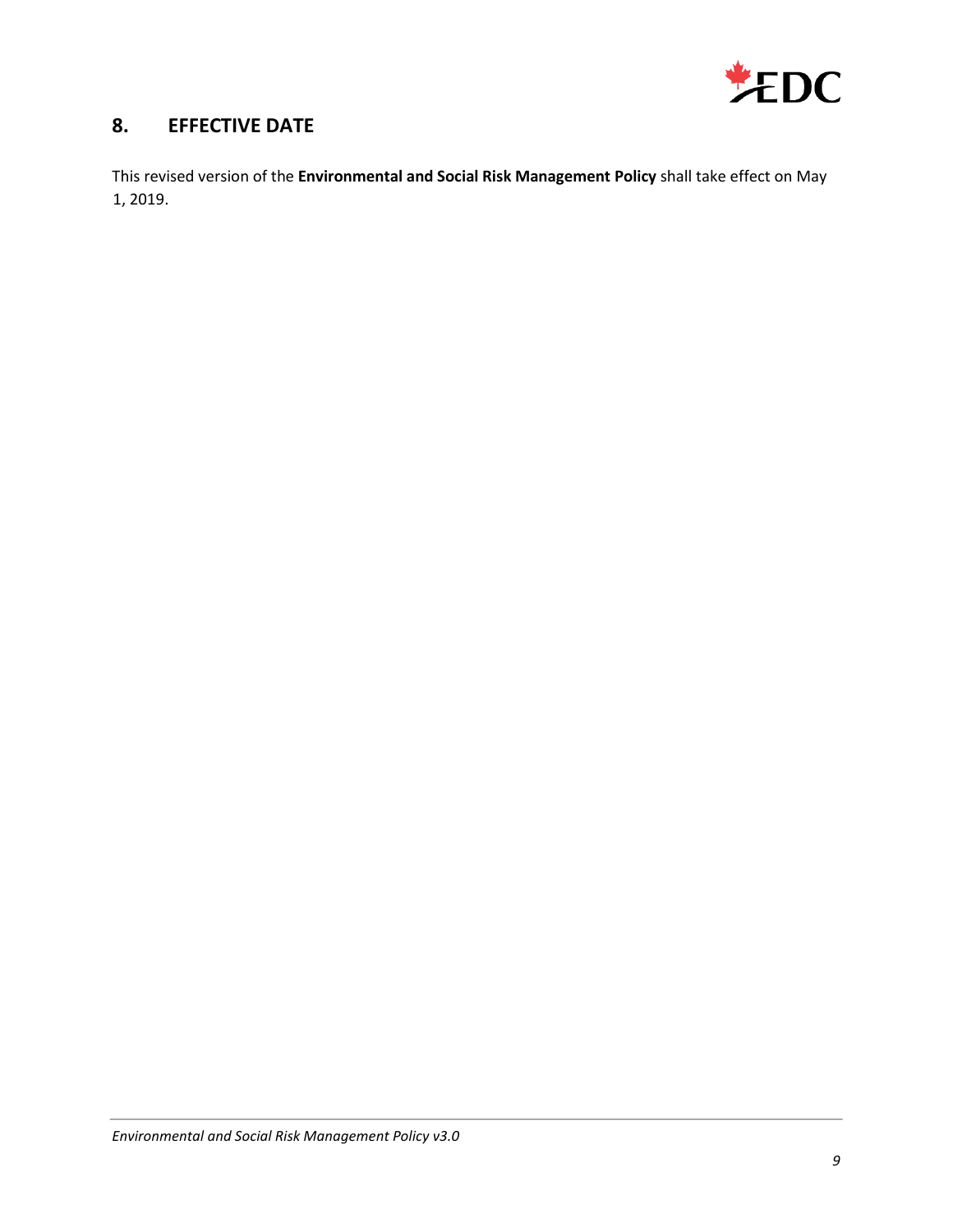## 8. EFFECTIVE DATE

This revised version of the **Environmental and Social Risk Management Policy** shall take effect on May 1, 2019.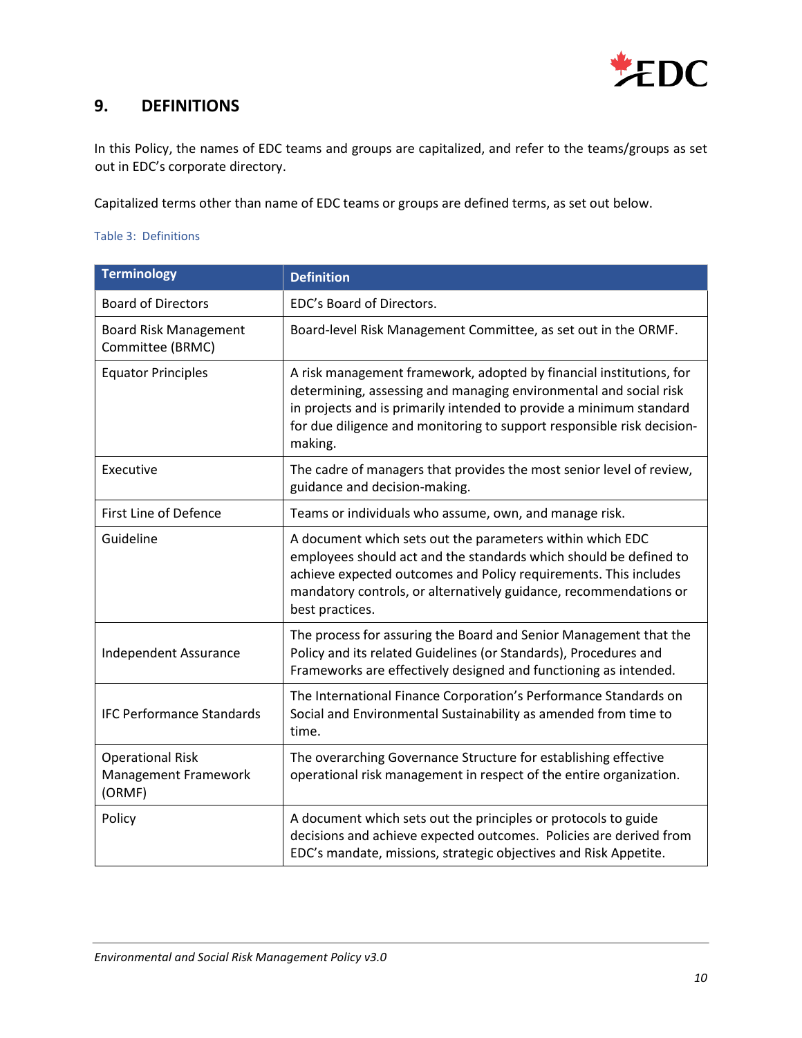## 9. DEFINITIONS

In this Policy, the names of EDC teams and groups are capitalized, and refer to the teams/groups as set out in EDC's corporate directory.

Capitalized terms other than name of EDC teams or groups are defined terms, as set out below.

Table 3: Definitions

| Terminology | Definition |
|---|---|
| Board of Directors | EDC's Board of Directors. |
| Board Risk Management Committee (BRMC) | Board-level Risk Management Committee, as set out in the ORMF. |
| Equator Principles | A risk management framework, adopted by financial institutions, for determining, assessing and managing environmental and social risk in projects and is primarily intended to provide a minimum standard for due diligence and monitoring to support responsible risk decision-making. |
| Executive | The cadre of managers that provides the most senior level of review, guidance and decision-making. |
| First Line of Defence | Teams or individuals who assume, own, and manage risk. |
| Guideline | A document which sets out the parameters within which EDC employees should act and the standards which should be defined to achieve expected outcomes and Policy requirements. This includes mandatory controls, or alternatively guidance, recommendations or best practices. |
| Independent Assurance | The process for assuring the Board and Senior Management that the Policy and its related Guidelines (or Standards), Procedures and Frameworks are effectively designed and functioning as intended. |
| IFC Performance Standards | The International Finance Corporation's Performance Standards on Social and Environmental Sustainability as amended from time to time. |
| Operational Risk Management Framework (ORMF) | The overarching Governance Structure for establishing effective operational risk management in respect of the entire organization. |
| Policy | A document which sets out the principles or protocols to guide decisions and achieve expected outcomes. Policies are derived from EDC's mandate, missions, strategic objectives and Risk Appetite. |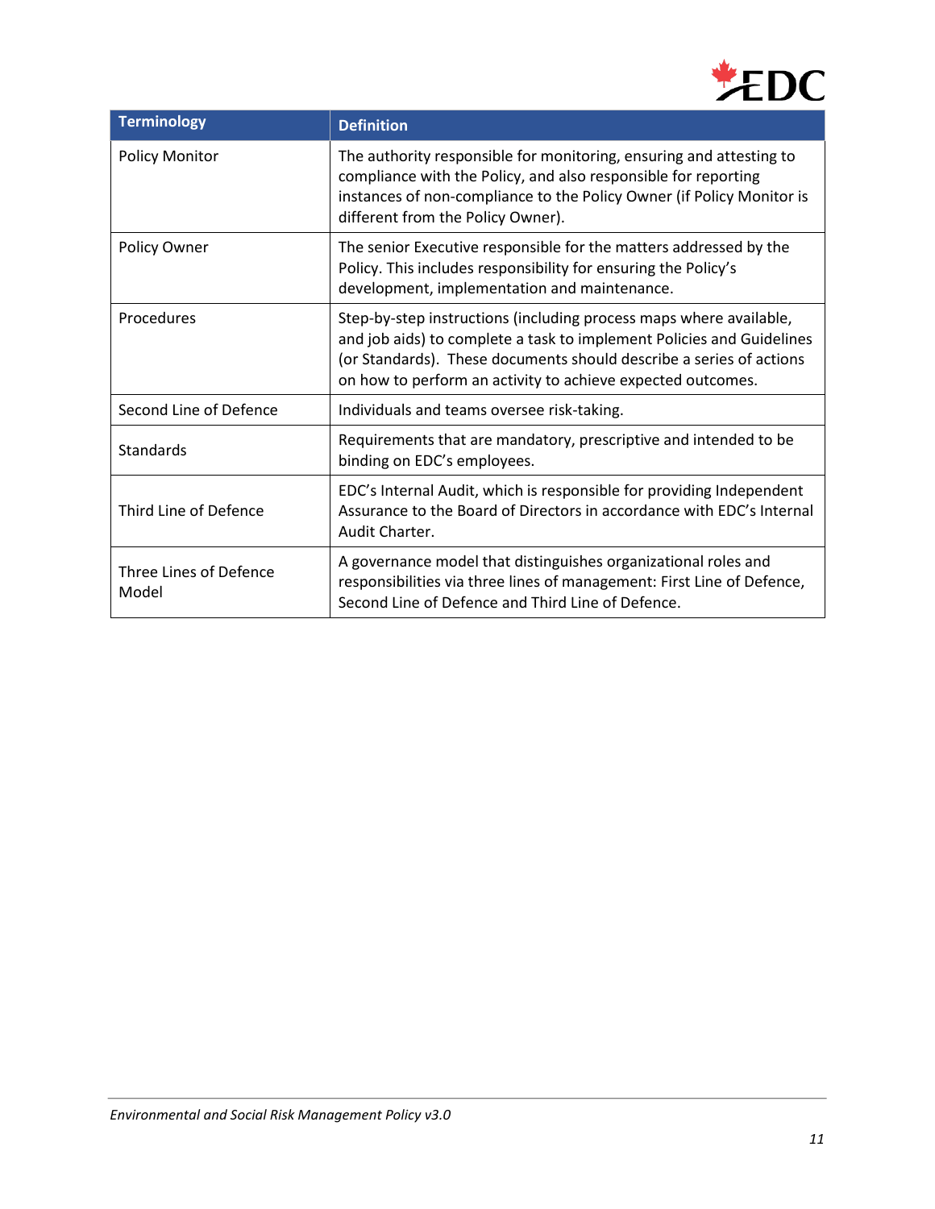| Terminology | Definition |
|---|---|
| Policy Monitor | The authority responsible for monitoring, ensuring and attesting to compliance with the Policy, and also responsible for reporting instances of non-compliance to the Policy Owner (if Policy Monitor is different from the Policy Owner). |
| Policy Owner | The senior Executive responsible for the matters addressed by the Policy. This includes responsibility for ensuring the Policy's development, implementation and maintenance. |
| Procedures | Step-by-step instructions (including process maps where available, and job aids) to complete a task to implement Policies and Guidelines (or Standards). These documents should describe a series of actions on how to perform an activity to achieve expected outcomes. |
| Second Line of Defence | Individuals and teams oversee risk-taking. |
| Standards | Requirements that are mandatory, prescriptive and intended to be binding on EDC's employees. |
| Third Line of Defence | EDC's Internal Audit, which is responsible for providing Independent Assurance to the Board of Directors in accordance with EDC's Internal Audit Charter. |
| Three Lines of Defence Model | A governance model that distinguishes organizational roles and responsibilities via three lines of management: First Line of Defence, Second Line of Defence and Third Line of Defence. |